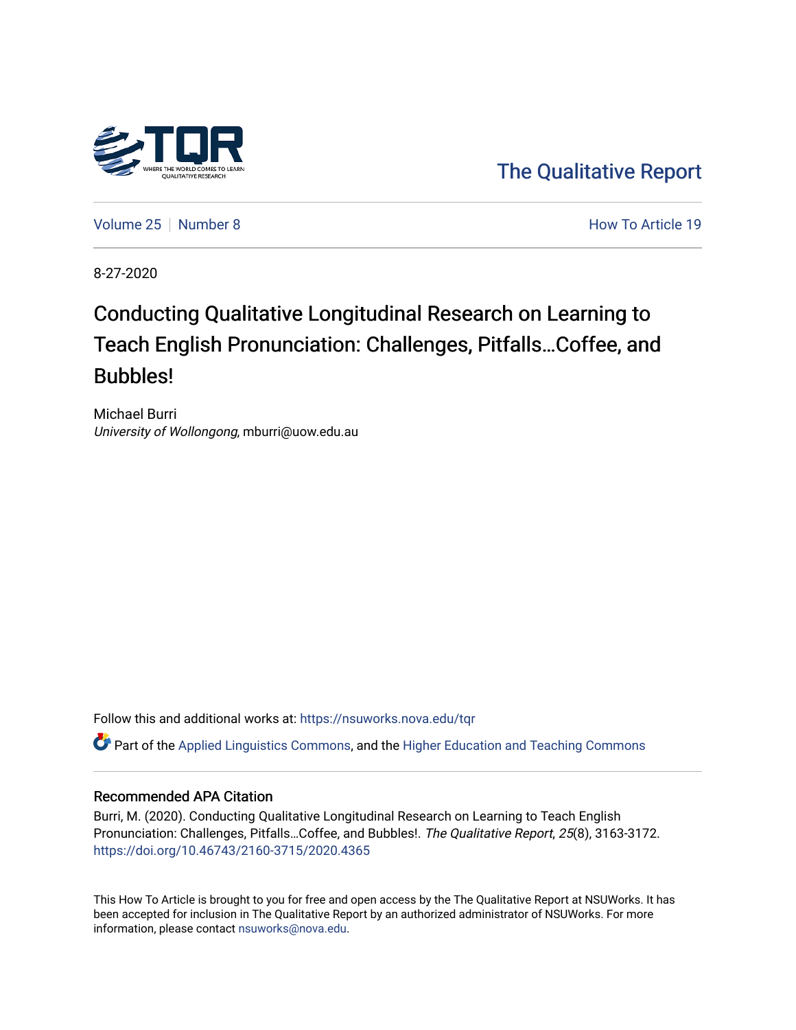The Qualitative Report

Volume 25 | Number 8 How To Article 19

8-27-2020

# Conducting Qualitative Longitudinal Research on Learning to Teach English Pronunciation: Challenges, Pitfalls…Coffee, and Bubbles!

Michael Burri
*University of Wollongong*, mburri@uow.edu.au

Follow this and additional works at: https://nsuworks.nova.edu/tqr

Part of the Applied Linguistics Commons, and the Higher Education and Teaching Commons

## Recommended APA Citation

Burri, M. (2020). Conducting Qualitative Longitudinal Research on Learning to Teach English Pronunciation: Challenges, Pitfalls…Coffee, and Bubbles!. *The Qualitative Report*, *25*(8), 3163-3172. https://doi.org/10.46743/2160-3715/2020.4365

This How To Article is brought to you for free and open access by the The Qualitative Report at NSUWorks. It has been accepted for inclusion in The Qualitative Report by an authorized administrator of NSUWorks. For more information, please contact nsuworks@nova.edu.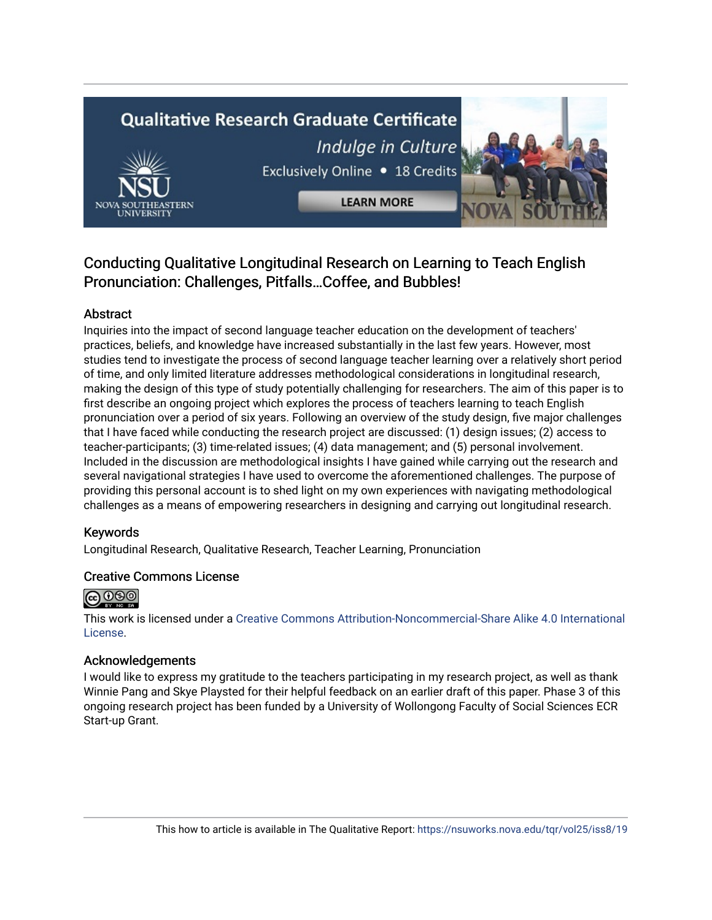# Conducting Qualitative Longitudinal Research on Learning to Teach English Pronunciation: Challenges, Pitfalls…Coffee, and Bubbles!

## Abstract

Inquiries into the impact of second language teacher education on the development of teachers' practices, beliefs, and knowledge have increased substantially in the last few years. However, most studies tend to investigate the process of second language teacher learning over a relatively short period of time, and only limited literature addresses methodological considerations in longitudinal research, making the design of this type of study potentially challenging for researchers. The aim of this paper is to first describe an ongoing project which explores the process of teachers learning to teach English pronunciation over a period of six years. Following an overview of the study design, five major challenges that I have faced while conducting the research project are discussed: (1) design issues; (2) access to teacher-participants; (3) time-related issues; (4) data management; and (5) personal involvement. Included in the discussion are methodological insights I have gained while carrying out the research and several navigational strategies I have used to overcome the aforementioned challenges. The purpose of providing this personal account is to shed light on my own experiences with navigating methodological challenges as a means of empowering researchers in designing and carrying out longitudinal research.

## Keywords

Longitudinal Research, Qualitative Research, Teacher Learning, Pronunciation

## Creative Commons License

This work is licensed under a Creative Commons Attribution-Noncommercial-Share Alike 4.0 International License.

## Acknowledgements

I would like to express my gratitude to the teachers participating in my research project, as well as thank Winnie Pang and Skye Playsted for their helpful feedback on an earlier draft of this paper. Phase 3 of this ongoing research project has been funded by a University of Wollongong Faculty of Social Sciences ECR Start-up Grant.

This how to article is available in The Qualitative Report: https://nsuworks.nova.edu/tqr/vol25/iss8/19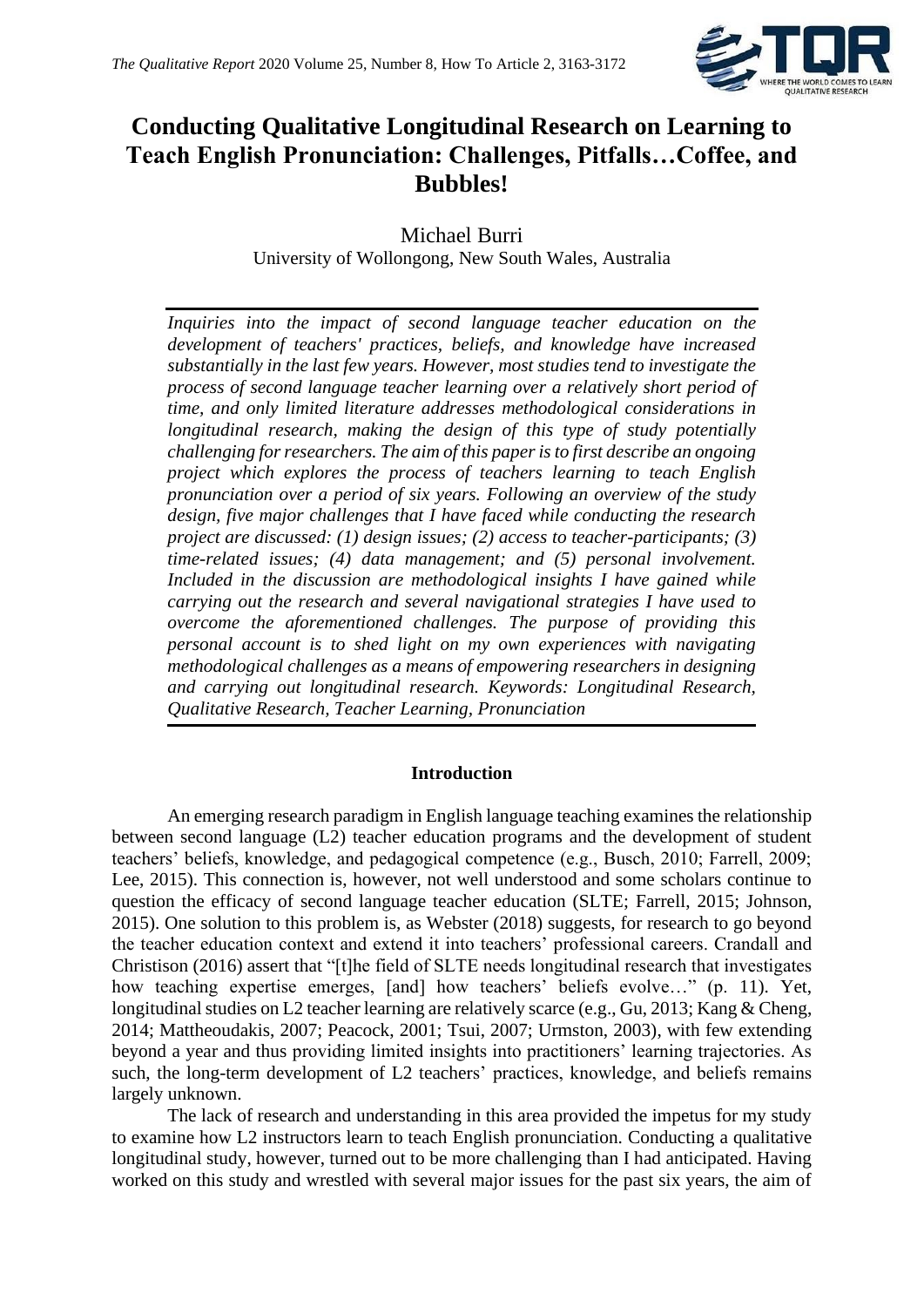# Conducting Qualitative Longitudinal Research on Learning to Teach English Pronunciation: Challenges, Pitfalls…Coffee, and Bubbles!

Michael Burri
University of Wollongong, New South Wales, Australia

*Inquiries into the impact of second language teacher education on the development of teachers' practices, beliefs, and knowledge have increased substantially in the last few years. However, most studies tend to investigate the process of second language teacher learning over a relatively short period of time, and only limited literature addresses methodological considerations in longitudinal research, making the design of this type of study potentially challenging for researchers. The aim of this paper is to first describe an ongoing project which explores the process of teachers learning to teach English pronunciation over a period of six years. Following an overview of the study design, five major challenges that I have faced while conducting the research project are discussed: (1) design issues; (2) access to teacher-participants; (3) time-related issues; (4) data management; and (5) personal involvement. Included in the discussion are methodological insights I have gained while carrying out the research and several navigational strategies I have used to overcome the aforementioned challenges. The purpose of providing this personal account is to shed light on my own experiences with navigating methodological challenges as a means of empowering researchers in designing and carrying out longitudinal research. Keywords: Longitudinal Research, Qualitative Research, Teacher Learning, Pronunciation*

## Introduction

An emerging research paradigm in English language teaching examines the relationship between second language (L2) teacher education programs and the development of student teachers' beliefs, knowledge, and pedagogical competence (e.g., Busch, 2010; Farrell, 2009; Lee, 2015). This connection is, however, not well understood and some scholars continue to question the efficacy of second language teacher education (SLTE; Farrell, 2015; Johnson, 2015). One solution to this problem is, as Webster (2018) suggests, for research to go beyond the teacher education context and extend it into teachers' professional careers. Crandall and Christison (2016) assert that "[t]he field of SLTE needs longitudinal research that investigates how teaching expertise emerges, [and] how teachers' beliefs evolve…" (p. 11). Yet, longitudinal studies on L2 teacher learning are relatively scarce (e.g., Gu, 2013; Kang & Cheng, 2014; Mattheoudakis, 2007; Peacock, 2001; Tsui, 2007; Urmston, 2003), with few extending beyond a year and thus providing limited insights into practitioners' learning trajectories. As such, the long-term development of L2 teachers' practices, knowledge, and beliefs remains largely unknown.

The lack of research and understanding in this area provided the impetus for my study to examine how L2 instructors learn to teach English pronunciation. Conducting a qualitative longitudinal study, however, turned out to be more challenging than I had anticipated. Having worked on this study and wrestled with several major issues for the past six years, the aim of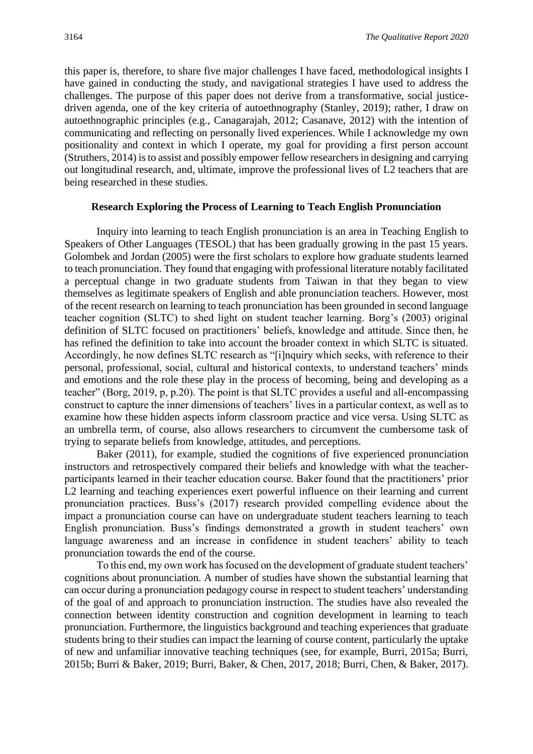this paper is, therefore, to share five major challenges I have faced, methodological insights I have gained in conducting the study, and navigational strategies I have used to address the challenges. The purpose of this paper does not derive from a transformative, social justice-driven agenda, one of the key criteria of autoethnography (Stanley, 2019); rather, I draw on autoethnographic principles (e.g., Canagarajah, 2012; Casanave, 2012) with the intention of communicating and reflecting on personally lived experiences. While I acknowledge my own positionality and context in which I operate, my goal for providing a first person account (Struthers, 2014) is to assist and possibly empower fellow researchers in designing and carrying out longitudinal research, and, ultimate, improve the professional lives of L2 teachers that are being researched in these studies.

## Research Exploring the Process of Learning to Teach English Pronunciation

Inquiry into learning to teach English pronunciation is an area in Teaching English to Speakers of Other Languages (TESOL) that has been gradually growing in the past 15 years. Golombek and Jordan (2005) were the first scholars to explore how graduate students learned to teach pronunciation. They found that engaging with professional literature notably facilitated a perceptual change in two graduate students from Taiwan in that they began to view themselves as legitimate speakers of English and able pronunciation teachers. However, most of the recent research on learning to teach pronunciation has been grounded in second language teacher cognition (SLTC) to shed light on student teacher learning. Borg's (2003) original definition of SLTC focused on practitioners' beliefs, knowledge and attitude. Since then, he has refined the definition to take into account the broader context in which SLTC is situated. Accordingly, he now defines SLTC research as "[i]nquiry which seeks, with reference to their personal, professional, social, cultural and historical contexts, to understand teachers' minds and emotions and the role these play in the process of becoming, being and developing as a teacher" (Borg, 2019, p, p.20). The point is that SLTC provides a useful and all-encompassing construct to capture the inner dimensions of teachers' lives in a particular context, as well as to examine how these hidden aspects inform classroom practice and vice versa. Using SLTC as an umbrella term, of course, also allows researchers to circumvent the cumbersome task of trying to separate beliefs from knowledge, attitudes, and perceptions.

Baker (2011), for example, studied the cognitions of five experienced pronunciation instructors and retrospectively compared their beliefs and knowledge with what the teacher-participants learned in their teacher education course. Baker found that the practitioners' prior L2 learning and teaching experiences exert powerful influence on their learning and current pronunciation practices. Buss's (2017) research provided compelling evidence about the impact a pronunciation course can have on undergraduate student teachers learning to teach English pronunciation. Buss's findings demonstrated a growth in student teachers' own language awareness and an increase in confidence in student teachers' ability to teach pronunciation towards the end of the course.

To this end, my own work has focused on the development of graduate student teachers' cognitions about pronunciation. A number of studies have shown the substantial learning that can occur during a pronunciation pedagogy course in respect to student teachers' understanding of the goal of and approach to pronunciation instruction. The studies have also revealed the connection between identity construction and cognition development in learning to teach pronunciation. Furthermore, the linguistics background and teaching experiences that graduate students bring to their studies can impact the learning of course content, particularly the uptake of new and unfamiliar innovative teaching techniques (see, for example, Burri, 2015a; Burri, 2015b; Burri & Baker, 2019; Burri, Baker, & Chen, 2017, 2018; Burri, Chen, & Baker, 2017).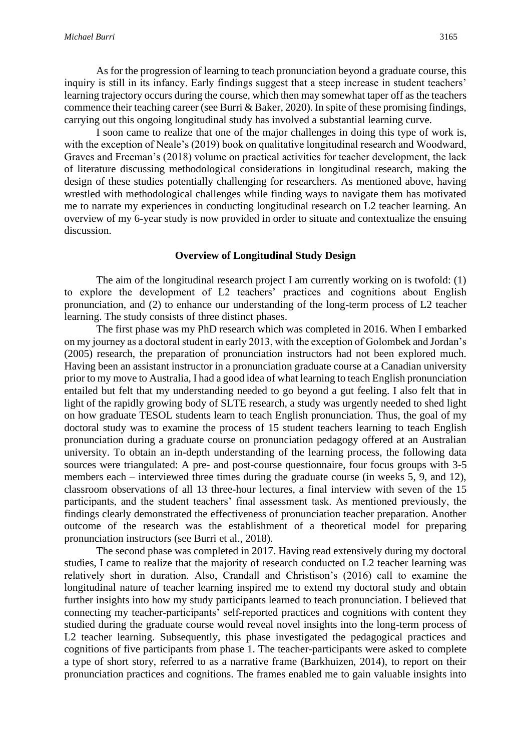As for the progression of learning to teach pronunciation beyond a graduate course, this inquiry is still in its infancy. Early findings suggest that a steep increase in student teachers' learning trajectory occurs during the course, which then may somewhat taper off as the teachers commence their teaching career (see Burri & Baker, 2020). In spite of these promising findings, carrying out this ongoing longitudinal study has involved a substantial learning curve.

I soon came to realize that one of the major challenges in doing this type of work is, with the exception of Neale's (2019) book on qualitative longitudinal research and Woodward, Graves and Freeman's (2018) volume on practical activities for teacher development, the lack of literature discussing methodological considerations in longitudinal research, making the design of these studies potentially challenging for researchers. As mentioned above, having wrestled with methodological challenges while finding ways to navigate them has motivated me to narrate my experiences in conducting longitudinal research on L2 teacher learning. An overview of my 6-year study is now provided in order to situate and contextualize the ensuing discussion.

## Overview of Longitudinal Study Design

The aim of the longitudinal research project I am currently working on is twofold: (1) to explore the development of L2 teachers' practices and cognitions about English pronunciation, and (2) to enhance our understanding of the long-term process of L2 teacher learning. The study consists of three distinct phases.

The first phase was my PhD research which was completed in 2016. When I embarked on my journey as a doctoral student in early 2013, with the exception of Golombek and Jordan's (2005) research, the preparation of pronunciation instructors had not been explored much. Having been an assistant instructor in a pronunciation graduate course at a Canadian university prior to my move to Australia, I had a good idea of what learning to teach English pronunciation entailed but felt that my understanding needed to go beyond a gut feeling. I also felt that in light of the rapidly growing body of SLTE research, a study was urgently needed to shed light on how graduate TESOL students learn to teach English pronunciation. Thus, the goal of my doctoral study was to examine the process of 15 student teachers learning to teach English pronunciation during a graduate course on pronunciation pedagogy offered at an Australian university. To obtain an in-depth understanding of the learning process, the following data sources were triangulated: A pre- and post-course questionnaire, four focus groups with 3-5 members each – interviewed three times during the graduate course (in weeks 5, 9, and 12), classroom observations of all 13 three-hour lectures, a final interview with seven of the 15 participants, and the student teachers' final assessment task. As mentioned previously, the findings clearly demonstrated the effectiveness of pronunciation teacher preparation. Another outcome of the research was the establishment of a theoretical model for preparing pronunciation instructors (see Burri et al., 2018).

The second phase was completed in 2017. Having read extensively during my doctoral studies, I came to realize that the majority of research conducted on L2 teacher learning was relatively short in duration. Also, Crandall and Christison's (2016) call to examine the longitudinal nature of teacher learning inspired me to extend my doctoral study and obtain further insights into how my study participants learned to teach pronunciation. I believed that connecting my teacher-participants' self-reported practices and cognitions with content they studied during the graduate course would reveal novel insights into the long-term process of L2 teacher learning. Subsequently, this phase investigated the pedagogical practices and cognitions of five participants from phase 1. The teacher-participants were asked to complete a type of short story, referred to as a narrative frame (Barkhuizen, 2014), to report on their pronunciation practices and cognitions. The frames enabled me to gain valuable insights into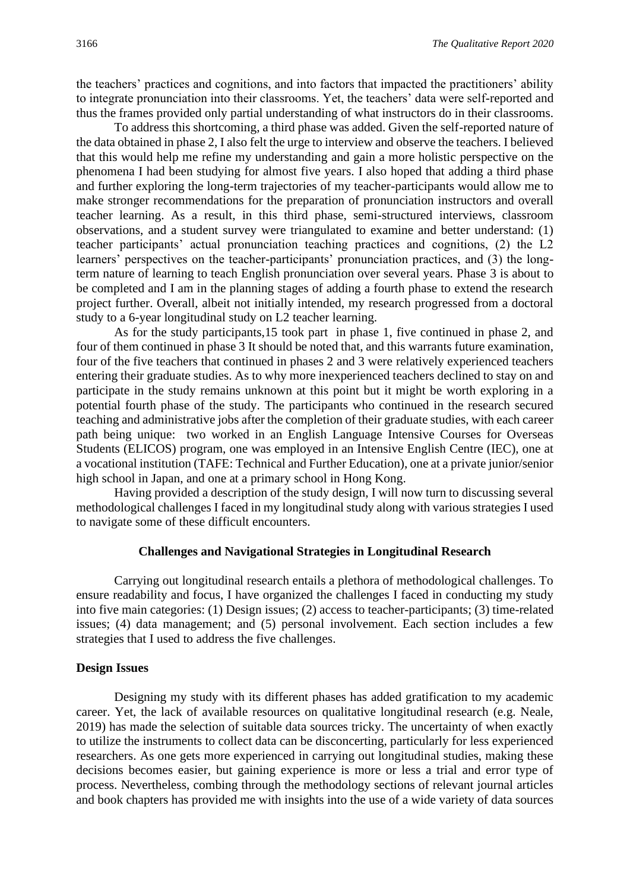the teachers' practices and cognitions, and into factors that impacted the practitioners' ability to integrate pronunciation into their classrooms. Yet, the teachers' data were self-reported and thus the frames provided only partial understanding of what instructors do in their classrooms.

To address this shortcoming, a third phase was added. Given the self-reported nature of the data obtained in phase 2, I also felt the urge to interview and observe the teachers. I believed that this would help me refine my understanding and gain a more holistic perspective on the phenomena I had been studying for almost five years. I also hoped that adding a third phase and further exploring the long-term trajectories of my teacher-participants would allow me to make stronger recommendations for the preparation of pronunciation instructors and overall teacher learning. As a result, in this third phase, semi-structured interviews, classroom observations, and a student survey were triangulated to examine and better understand: (1) teacher participants' actual pronunciation teaching practices and cognitions, (2) the L2 learners' perspectives on the teacher-participants' pronunciation practices, and (3) the long-term nature of learning to teach English pronunciation over several years. Phase 3 is about to be completed and I am in the planning stages of adding a fourth phase to extend the research project further. Overall, albeit not initially intended, my research progressed from a doctoral study to a 6-year longitudinal study on L2 teacher learning.

As for the study participants,15 took part in phase 1, five continued in phase 2, and four of them continued in phase 3 It should be noted that, and this warrants future examination, four of the five teachers that continued in phases 2 and 3 were relatively experienced teachers entering their graduate studies. As to why more inexperienced teachers declined to stay on and participate in the study remains unknown at this point but it might be worth exploring in a potential fourth phase of the study. The participants who continued in the research secured teaching and administrative jobs after the completion of their graduate studies, with each career path being unique: two worked in an English Language Intensive Courses for Overseas Students (ELICOS) program, one was employed in an Intensive English Centre (IEC), one at a vocational institution (TAFE: Technical and Further Education), one at a private junior/senior high school in Japan, and one at a primary school in Hong Kong.

Having provided a description of the study design, I will now turn to discussing several methodological challenges I faced in my longitudinal study along with various strategies I used to navigate some of these difficult encounters.

## Challenges and Navigational Strategies in Longitudinal Research

Carrying out longitudinal research entails a plethora of methodological challenges. To ensure readability and focus, I have organized the challenges I faced in conducting my study into five main categories: (1) Design issues; (2) access to teacher-participants; (3) time-related issues; (4) data management; and (5) personal involvement. Each section includes a few strategies that I used to address the five challenges.

### Design Issues

Designing my study with its different phases has added gratification to my academic career. Yet, the lack of available resources on qualitative longitudinal research (e.g. Neale, 2019) has made the selection of suitable data sources tricky. The uncertainty of when exactly to utilize the instruments to collect data can be disconcerting, particularly for less experienced researchers. As one gets more experienced in carrying out longitudinal studies, making these decisions becomes easier, but gaining experience is more or less a trial and error type of process. Nevertheless, combing through the methodology sections of relevant journal articles and book chapters has provided me with insights into the use of a wide variety of data sources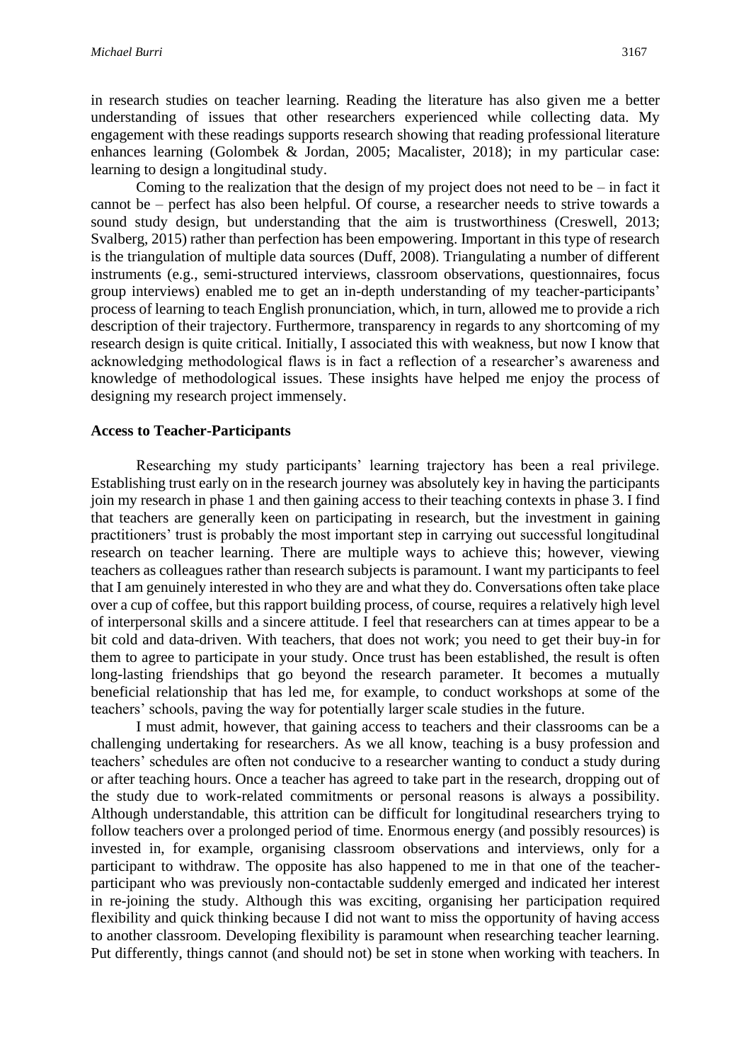in research studies on teacher learning. Reading the literature has also given me a better understanding of issues that other researchers experienced while collecting data. My engagement with these readings supports research showing that reading professional literature enhances learning (Golombek & Jordan, 2005; Macalister, 2018); in my particular case: learning to design a longitudinal study.

Coming to the realization that the design of my project does not need to be – in fact it cannot be – perfect has also been helpful. Of course, a researcher needs to strive towards a sound study design, but understanding that the aim is trustworthiness (Creswell, 2013; Svalberg, 2015) rather than perfection has been empowering. Important in this type of research is the triangulation of multiple data sources (Duff, 2008). Triangulating a number of different instruments (e.g., semi-structured interviews, classroom observations, questionnaires, focus group interviews) enabled me to get an in-depth understanding of my teacher-participants' process of learning to teach English pronunciation, which, in turn, allowed me to provide a rich description of their trajectory. Furthermore, transparency in regards to any shortcoming of my research design is quite critical. Initially, I associated this with weakness, but now I know that acknowledging methodological flaws is in fact a reflection of a researcher's awareness and knowledge of methodological issues. These insights have helped me enjoy the process of designing my research project immensely.

**Access to Teacher-Participants**

Researching my study participants' learning trajectory has been a real privilege. Establishing trust early on in the research journey was absolutely key in having the participants join my research in phase 1 and then gaining access to their teaching contexts in phase 3. I find that teachers are generally keen on participating in research, but the investment in gaining practitioners' trust is probably the most important step in carrying out successful longitudinal research on teacher learning. There are multiple ways to achieve this; however, viewing teachers as colleagues rather than research subjects is paramount. I want my participants to feel that I am genuinely interested in who they are and what they do. Conversations often take place over a cup of coffee, but this rapport building process, of course, requires a relatively high level of interpersonal skills and a sincere attitude. I feel that researchers can at times appear to be a bit cold and data-driven. With teachers, that does not work; you need to get their buy-in for them to agree to participate in your study. Once trust has been established, the result is often long-lasting friendships that go beyond the research parameter. It becomes a mutually beneficial relationship that has led me, for example, to conduct workshops at some of the teachers' schools, paving the way for potentially larger scale studies in the future.

I must admit, however, that gaining access to teachers and their classrooms can be a challenging undertaking for researchers. As we all know, teaching is a busy profession and teachers' schedules are often not conducive to a researcher wanting to conduct a study during or after teaching hours. Once a teacher has agreed to take part in the research, dropping out of the study due to work-related commitments or personal reasons is always a possibility. Although understandable, this attrition can be difficult for longitudinal researchers trying to follow teachers over a prolonged period of time. Enormous energy (and possibly resources) is invested in, for example, organising classroom observations and interviews, only for a participant to withdraw. The opposite has also happened to me in that one of the teacher-participant who was previously non-contactable suddenly emerged and indicated her interest in re-joining the study. Although this was exciting, organising her participation required flexibility and quick thinking because I did not want to miss the opportunity of having access to another classroom. Developing flexibility is paramount when researching teacher learning. Put differently, things cannot (and should not) be set in stone when working with teachers. In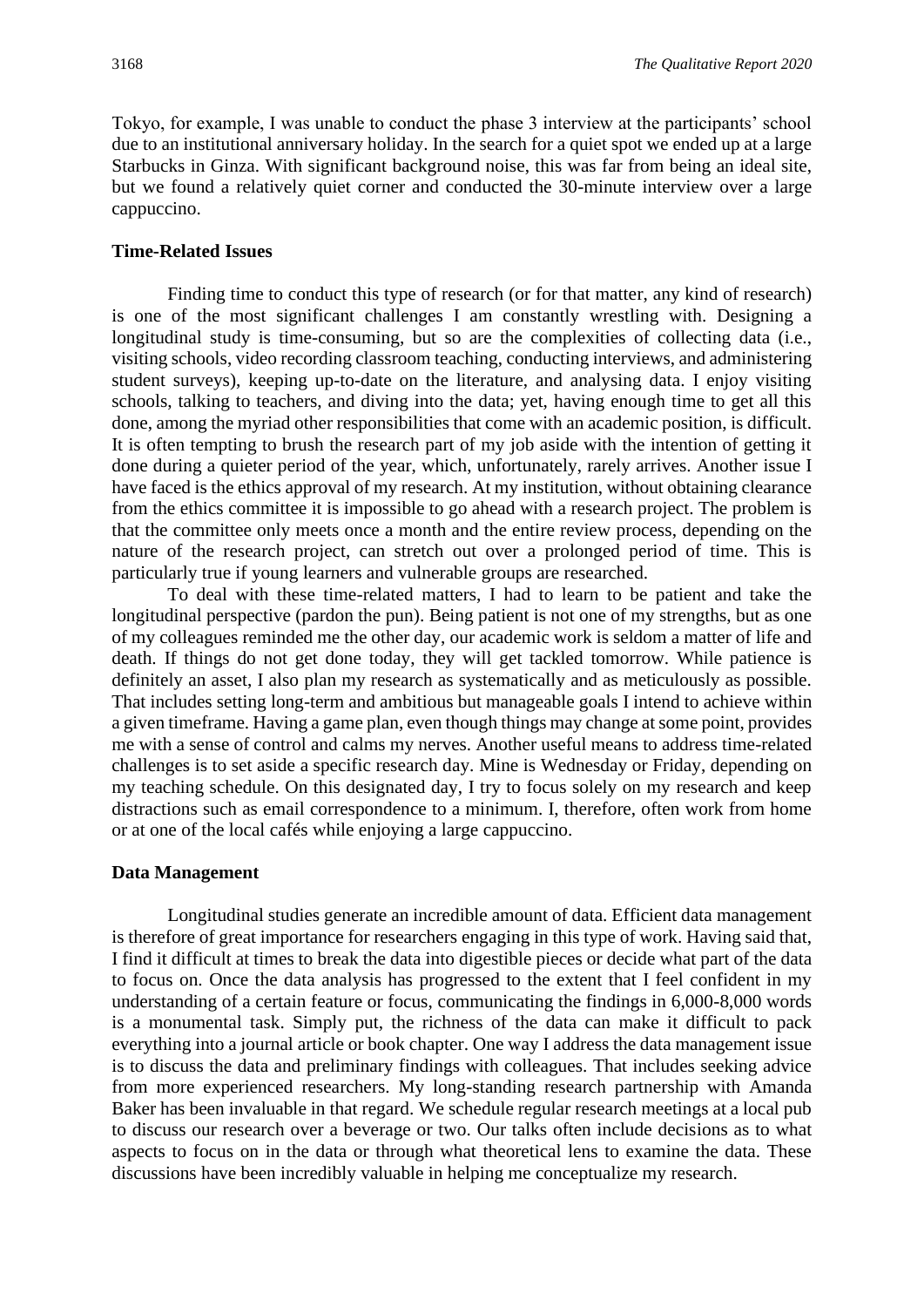Tokyo, for example, I was unable to conduct the phase 3 interview at the participants' school due to an institutional anniversary holiday. In the search for a quiet spot we ended up at a large Starbucks in Ginza. With significant background noise, this was far from being an ideal site, but we found a relatively quiet corner and conducted the 30-minute interview over a large cappuccino.

### Time-Related Issues

Finding time to conduct this type of research (or for that matter, any kind of research) is one of the most significant challenges I am constantly wrestling with. Designing a longitudinal study is time-consuming, but so are the complexities of collecting data (i.e., visiting schools, video recording classroom teaching, conducting interviews, and administering student surveys), keeping up-to-date on the literature, and analysing data. I enjoy visiting schools, talking to teachers, and diving into the data; yet, having enough time to get all this done, among the myriad other responsibilities that come with an academic position, is difficult. It is often tempting to brush the research part of my job aside with the intention of getting it done during a quieter period of the year, which, unfortunately, rarely arrives. Another issue I have faced is the ethics approval of my research. At my institution, without obtaining clearance from the ethics committee it is impossible to go ahead with a research project. The problem is that the committee only meets once a month and the entire review process, depending on the nature of the research project, can stretch out over a prolonged period of time. This is particularly true if young learners and vulnerable groups are researched.

To deal with these time-related matters, I had to learn to be patient and take the longitudinal perspective (pardon the pun). Being patient is not one of my strengths, but as one of my colleagues reminded me the other day, our academic work is seldom a matter of life and death. If things do not get done today, they will get tackled tomorrow. While patience is definitely an asset, I also plan my research as systematically and as meticulously as possible. That includes setting long-term and ambitious but manageable goals I intend to achieve within a given timeframe. Having a game plan, even though things may change at some point, provides me with a sense of control and calms my nerves. Another useful means to address time-related challenges is to set aside a specific research day. Mine is Wednesday or Friday, depending on my teaching schedule. On this designated day, I try to focus solely on my research and keep distractions such as email correspondence to a minimum. I, therefore, often work from home or at one of the local cafés while enjoying a large cappuccino.

### Data Management

Longitudinal studies generate an incredible amount of data. Efficient data management is therefore of great importance for researchers engaging in this type of work. Having said that, I find it difficult at times to break the data into digestible pieces or decide what part of the data to focus on. Once the data analysis has progressed to the extent that I feel confident in my understanding of a certain feature or focus, communicating the findings in 6,000-8,000 words is a monumental task. Simply put, the richness of the data can make it difficult to pack everything into a journal article or book chapter. One way I address the data management issue is to discuss the data and preliminary findings with colleagues. That includes seeking advice from more experienced researchers. My long-standing research partnership with Amanda Baker has been invaluable in that regard. We schedule regular research meetings at a local pub to discuss our research over a beverage or two. Our talks often include decisions as to what aspects to focus on in the data or through what theoretical lens to examine the data. These discussions have been incredibly valuable in helping me conceptualize my research.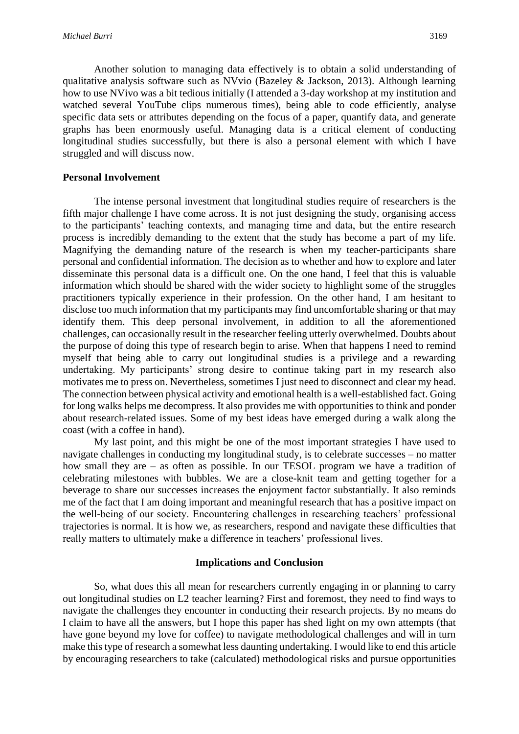Another solution to managing data effectively is to obtain a solid understanding of qualitative analysis software such as NVvio (Bazeley & Jackson, 2013). Although learning how to use NVivo was a bit tedious initially (I attended a 3-day workshop at my institution and watched several YouTube clips numerous times), being able to code efficiently, analyse specific data sets or attributes depending on the focus of a paper, quantify data, and generate graphs has been enormously useful. Managing data is a critical element of conducting longitudinal studies successfully, but there is also a personal element with which I have struggled and will discuss now.

**Personal Involvement**

The intense personal investment that longitudinal studies require of researchers is the fifth major challenge I have come across. It is not just designing the study, organising access to the participants' teaching contexts, and managing time and data, but the entire research process is incredibly demanding to the extent that the study has become a part of my life. Magnifying the demanding nature of the research is when my teacher-participants share personal and confidential information. The decision as to whether and how to explore and later disseminate this personal data is a difficult one. On the one hand, I feel that this is valuable information which should be shared with the wider society to highlight some of the struggles practitioners typically experience in their profession. On the other hand, I am hesitant to disclose too much information that my participants may find uncomfortable sharing or that may identify them. This deep personal involvement, in addition to all the aforementioned challenges, can occasionally result in the researcher feeling utterly overwhelmed. Doubts about the purpose of doing this type of research begin to arise. When that happens I need to remind myself that being able to carry out longitudinal studies is a privilege and a rewarding undertaking. My participants' strong desire to continue taking part in my research also motivates me to press on. Nevertheless, sometimes I just need to disconnect and clear my head. The connection between physical activity and emotional health is a well-established fact. Going for long walks helps me decompress. It also provides me with opportunities to think and ponder about research-related issues. Some of my best ideas have emerged during a walk along the coast (with a coffee in hand).

My last point, and this might be one of the most important strategies I have used to navigate challenges in conducting my longitudinal study, is to celebrate successes – no matter how small they are – as often as possible. In our TESOL program we have a tradition of celebrating milestones with bubbles. We are a close-knit team and getting together for a beverage to share our successes increases the enjoyment factor substantially. It also reminds me of the fact that I am doing important and meaningful research that has a positive impact on the well-being of our society. Encountering challenges in researching teachers' professional trajectories is normal. It is how we, as researchers, respond and navigate these difficulties that really matters to ultimately make a difference in teachers' professional lives.

## Implications and Conclusion

So, what does this all mean for researchers currently engaging in or planning to carry out longitudinal studies on L2 teacher learning? First and foremost, they need to find ways to navigate the challenges they encounter in conducting their research projects. By no means do I claim to have all the answers, but I hope this paper has shed light on my own attempts (that have gone beyond my love for coffee) to navigate methodological challenges and will in turn make this type of research a somewhat less daunting undertaking. I would like to end this article by encouraging researchers to take (calculated) methodological risks and pursue opportunities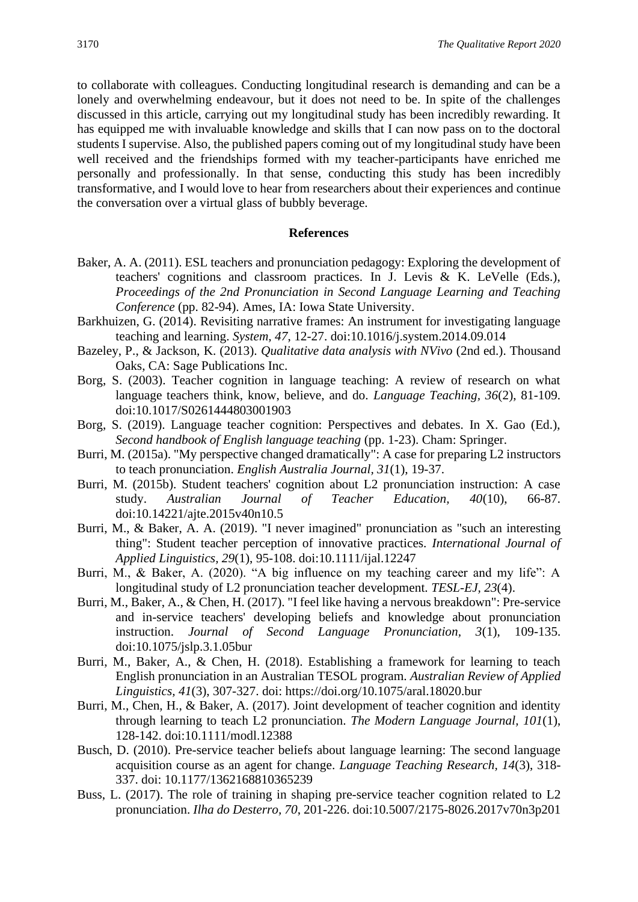to collaborate with colleagues. Conducting longitudinal research is demanding and can be a lonely and overwhelming endeavour, but it does not need to be. In spite of the challenges discussed in this article, carrying out my longitudinal study has been incredibly rewarding. It has equipped me with invaluable knowledge and skills that I can now pass on to the doctoral students I supervise. Also, the published papers coming out of my longitudinal study have been well received and the friendships formed with my teacher-participants have enriched me personally and professionally. In that sense, conducting this study has been incredibly transformative, and I would love to hear from researchers about their experiences and continue the conversation over a virtual glass of bubbly beverage.

## References

Baker, A. A. (2011). ESL teachers and pronunciation pedagogy: Exploring the development of teachers' cognitions and classroom practices. In J. Levis & K. LeVelle (Eds.), *Proceedings of the 2nd Pronunciation in Second Language Learning and Teaching Conference* (pp. 82-94). Ames, IA: Iowa State University.

Barkhuizen, G. (2014). Revisiting narrative frames: An instrument for investigating language teaching and learning. *System, 47*, 12-27. doi:10.1016/j.system.2014.09.014

Bazeley, P., & Jackson, K. (2013). *Qualitative data analysis with NVivo* (2nd ed.). Thousand Oaks, CA: Sage Publications Inc.

Borg, S. (2003). Teacher cognition in language teaching: A review of research on what language teachers think, know, believe, and do. *Language Teaching, 36*(2), 81-109. doi:10.1017/S0261444803001903

Borg, S. (2019). Language teacher cognition: Perspectives and debates. In X. Gao (Ed.), *Second handbook of English language teaching* (pp. 1-23). Cham: Springer.

Burri, M. (2015a). "My perspective changed dramatically": A case for preparing L2 instructors to teach pronunciation. *English Australia Journal, 31*(1), 19-37.

Burri, M. (2015b). Student teachers' cognition about L2 pronunciation instruction: A case study. *Australian Journal of Teacher Education, 40*(10), 66-87. doi:10.14221/ajte.2015v40n10.5

Burri, M., & Baker, A. A. (2019). "I never imagined" pronunciation as "such an interesting thing": Student teacher perception of innovative practices. *International Journal of Applied Linguistics, 29*(1), 95-108. doi:10.1111/ijal.12247

Burri, M., & Baker, A. (2020). "A big influence on my teaching career and my life": A longitudinal study of L2 pronunciation teacher development. *TESL-EJ, 23*(4).

Burri, M., Baker, A., & Chen, H. (2017). "I feel like having a nervous breakdown": Pre-service and in-service teachers' developing beliefs and knowledge about pronunciation instruction. *Journal of Second Language Pronunciation*, *3*(1), 109-135. doi:10.1075/jslp.3.1.05bur

Burri, M., Baker, A., & Chen, H. (2018). Establishing a framework for learning to teach English pronunciation in an Australian TESOL program. *Australian Review of Applied Linguistics, 41*(3), 307-327. doi: https://doi.org/10.1075/aral.18020.bur

Burri, M., Chen, H., & Baker, A. (2017). Joint development of teacher cognition and identity through learning to teach L2 pronunciation. *The Modern Language Journal, 101*(1), 128-142. doi:10.1111/modl.12388

Busch, D. (2010). Pre-service teacher beliefs about language learning: The second language acquisition course as an agent for change. *Language Teaching Research, 14*(3), 318-337. doi: 10.1177/1362168810365239

Buss, L. (2017). The role of training in shaping pre-service teacher cognition related to L2 pronunciation. *Ilha do Desterro, 70*, 201-226. doi:10.5007/2175-8026.2017v70n3p201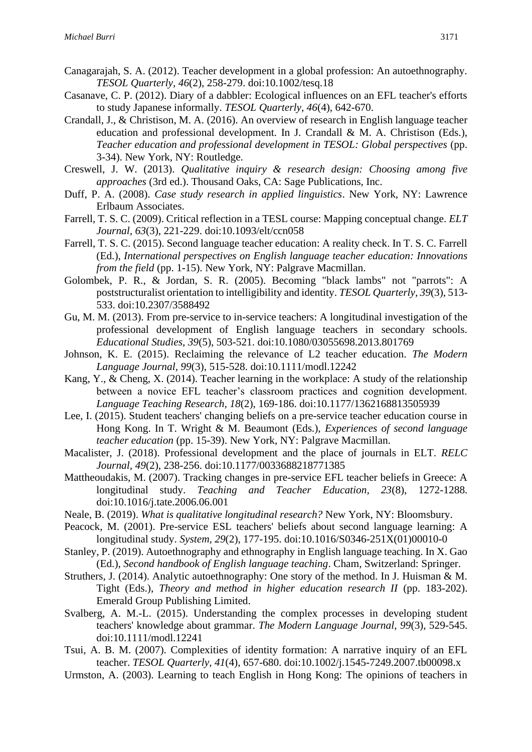Canagarajah, S. A. (2012). Teacher development in a global profession: An autoethnography. *TESOL Quarterly, 46*(2), 258-279. doi:10.1002/tesq.18

Casanave, C. P. (2012). Diary of a dabbler: Ecological influences on an EFL teacher's efforts to study Japanese informally. *TESOL Quarterly, 46*(4), 642-670.

Crandall, J., & Christison, M. A. (2016). An overview of research in English language teacher education and professional development. In J. Crandall & M. A. Christison (Eds.), *Teacher education and professional development in TESOL: Global perspectives* (pp. 3-34). New York, NY: Routledge.

Creswell, J. W. (2013). *Qualitative inquiry & research design: Choosing among five approaches* (3rd ed.). Thousand Oaks, CA: Sage Publications, Inc.

Duff, P. A. (2008). *Case study research in applied linguistics*. New York, NY: Lawrence Erlbaum Associates.

Farrell, T. S. C. (2009). Critical reflection in a TESL course: Mapping conceptual change. *ELT Journal, 63*(3), 221-229. doi:10.1093/elt/ccn058

Farrell, T. S. C. (2015). Second language teacher education: A reality check. In T. S. C. Farrell (Ed.), *International perspectives on English language teacher education: Innovations from the field* (pp. 1-15). New York, NY: Palgrave Macmillan.

Golombek, P. R., & Jordan, S. R. (2005). Becoming "black lambs" not "parrots": A poststructuralist orientation to intelligibility and identity. *TESOL Quarterly, 39*(3), 513-533. doi:10.2307/3588492

Gu, M. M. (2013). From pre-service to in-service teachers: A longitudinal investigation of the professional development of English language teachers in secondary schools. *Educational Studies, 39*(5), 503-521. doi:10.1080/03055698.2013.801769

Johnson, K. E. (2015). Reclaiming the relevance of L2 teacher education. *The Modern Language Journal, 99*(3), 515-528. doi:10.1111/modl.12242

Kang, Y., & Cheng, X. (2014). Teacher learning in the workplace: A study of the relationship between a novice EFL teacher's classroom practices and cognition development. *Language Teaching Research, 18*(2), 169-186. doi:10.1177/1362168813505939

Lee, I. (2015). Student teachers' changing beliefs on a pre-service teacher education course in Hong Kong. In T. Wright & M. Beaumont (Eds.), *Experiences of second language teacher education* (pp. 15-39). New York, NY: Palgrave Macmillan.

Macalister, J. (2018). Professional development and the place of journals in ELT. *RELC Journal, 49*(2), 238-256. doi:10.1177/0033688218771385

Mattheoudakis, M. (2007). Tracking changes in pre-service EFL teacher beliefs in Greece: A longitudinal study. *Teaching and Teacher Education, 23*(8), 1272-1288. doi:10.1016/j.tate.2006.06.001

Neale, B. (2019). *What is qualitative longitudinal research?* New York, NY: Bloomsbury.

Peacock, M. (2001). Pre-service ESL teachers' beliefs about second language learning: A longitudinal study. *System, 29*(2), 177-195. doi:10.1016/S0346-251X(01)00010-0

Stanley, P. (2019). Autoethnography and ethnography in English language teaching. In X. Gao (Ed.), *Second handbook of English language teaching*. Cham, Switzerland: Springer.

Struthers, J. (2014). Analytic autoethnography: One story of the method. In J. Huisman & M. Tight (Eds.), *Theory and method in higher education research II* (pp. 183-202). Emerald Group Publishing Limited.

Svalberg, A. M.-L. (2015). Understanding the complex processes in developing student teachers' knowledge about grammar. *The Modern Language Journal, 99*(3), 529-545. doi:10.1111/modl.12241

Tsui, A. B. M. (2007). Complexities of identity formation: A narrative inquiry of an EFL teacher. *TESOL Quarterly, 41*(4), 657-680. doi:10.1002/j.1545-7249.2007.tb00098.x

Urmston, A. (2003). Learning to teach English in Hong Kong: The opinions of teachers in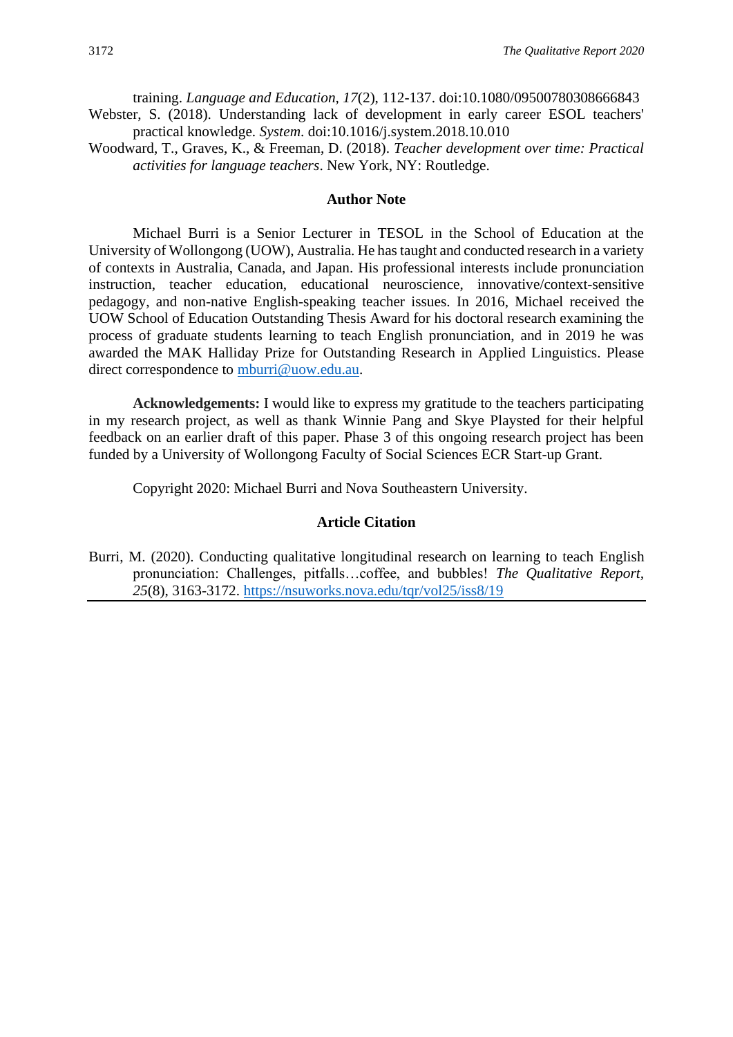training. *Language and Education, 17*(2), 112-137. doi:10.1080/09500780308666843

Webster, S. (2018). Understanding lack of development in early career ESOL teachers' practical knowledge. *System*. doi:10.1016/j.system.2018.10.010

Woodward, T., Graves, K., & Freeman, D. (2018). *Teacher development over time: Practical activities for language teachers*. New York, NY: Routledge.

## Author Note

Michael Burri is a Senior Lecturer in TESOL in the School of Education at the University of Wollongong (UOW), Australia. He has taught and conducted research in a variety of contexts in Australia, Canada, and Japan. His professional interests include pronunciation instruction, teacher education, educational neuroscience, innovative/context-sensitive pedagogy, and non-native English-speaking teacher issues. In 2016, Michael received the UOW School of Education Outstanding Thesis Award for his doctoral research examining the process of graduate students learning to teach English pronunciation, and in 2019 he was awarded the MAK Halliday Prize for Outstanding Research in Applied Linguistics. Please direct correspondence to mburri@uow.edu.au.

**Acknowledgements:** I would like to express my gratitude to the teachers participating in my research project, as well as thank Winnie Pang and Skye Playsted for their helpful feedback on an earlier draft of this paper. Phase 3 of this ongoing research project has been funded by a University of Wollongong Faculty of Social Sciences ECR Start-up Grant.

Copyright 2020: Michael Burri and Nova Southeastern University.

## Article Citation

Burri, M. (2020). Conducting qualitative longitudinal research on learning to teach English pronunciation: Challenges, pitfalls…coffee, and bubbles! *The Qualitative Report, 25*(8), 3163-3172. https://nsuworks.nova.edu/tqr/vol25/iss8/19